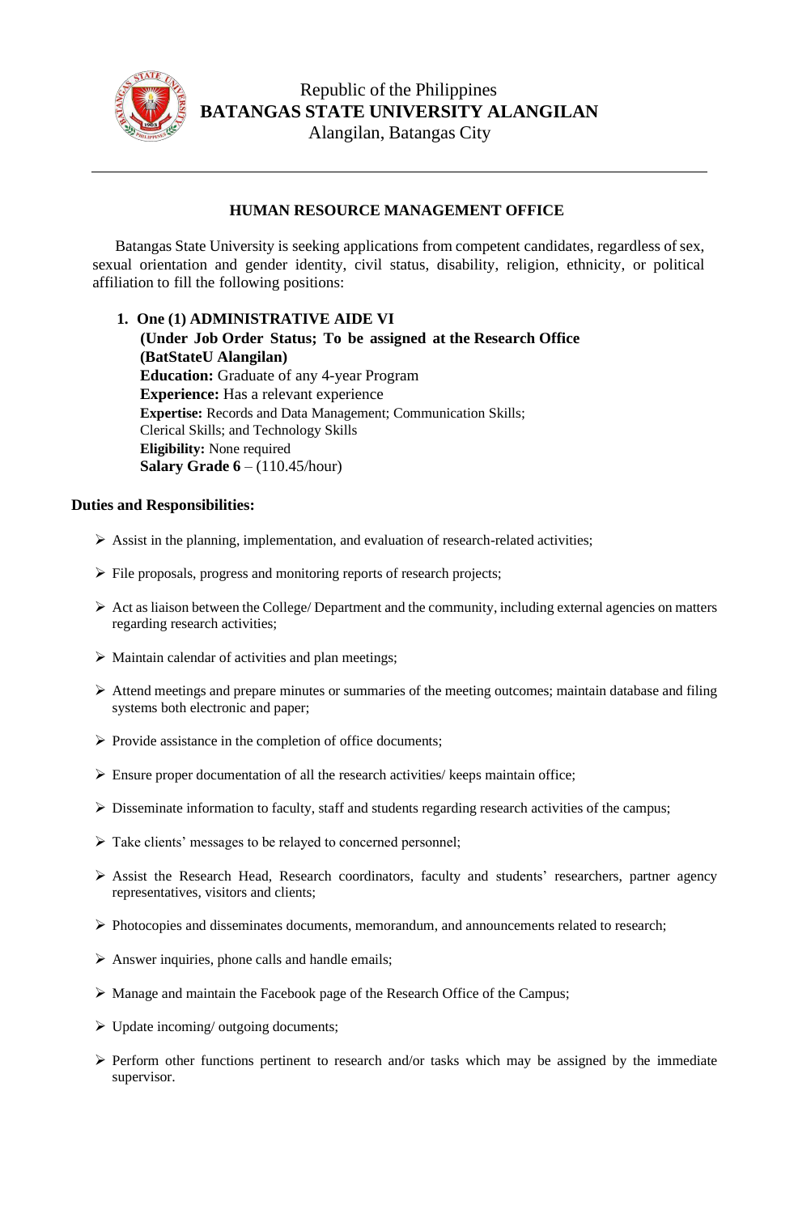Republic of the Philippines
**BATANGAS STATE UNIVERSITY ALANGILAN**
Alangilan, Batangas City

---

## HUMAN RESOURCE MANAGEMENT OFFICE

Batangas State University is seeking applications from competent candidates, regardless of sex, sexual orientation and gender identity, civil status, disability, religion, ethnicity, or political affiliation to fill the following positions:

1. **One (1) ADMINISTRATIVE AIDE VI**
   **(Under Job Order Status; To be assigned at the Research Office (BatStateU Alangilan)**
   **Education:** Graduate of any 4-year Program
   **Experience:** Has a relevant experience
   **Expertise:** Records and Data Management; Communication Skills; Clerical Skills; and Technology Skills
   **Eligibility:** None required
   **Salary Grade 6** – (110.45/hour)

**Duties and Responsibilities:**

- Assist in the planning, implementation, and evaluation of research-related activities;
- File proposals, progress and monitoring reports of research projects;
- Act as liaison between the College/ Department and the community, including external agencies on matters regarding research activities;
- Maintain calendar of activities and plan meetings;
- Attend meetings and prepare minutes or summaries of the meeting outcomes; maintain database and filing systems both electronic and paper;
- Provide assistance in the completion of office documents;
- Ensure proper documentation of all the research activities/ keeps maintain office;
- Disseminate information to faculty, staff and students regarding research activities of the campus;
- Take clients' messages to be relayed to concerned personnel;
- Assist the Research Head, Research coordinators, faculty and students' researchers, partner agency representatives, visitors and clients;
- Photocopies and disseminates documents, memorandum, and announcements related to research;
- Answer inquiries, phone calls and handle emails;
- Manage and maintain the Facebook page of the Research Office of the Campus;
- Update incoming/ outgoing documents;
- Perform other functions pertinent to research and/or tasks which may be assigned by the immediate supervisor.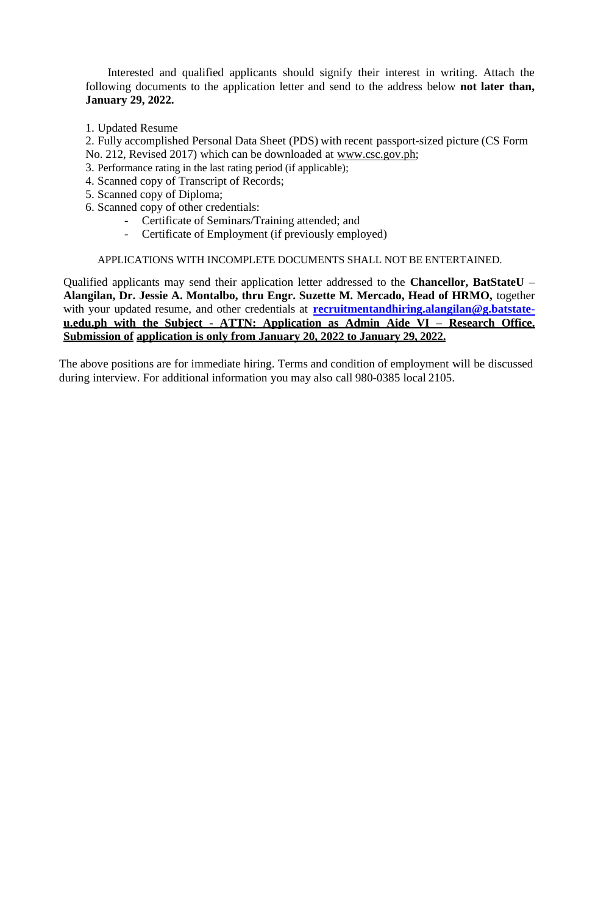Interested and qualified applicants should signify their interest in writing. Attach the following documents to the application letter and send to the address below **not later than, January 29, 2022.**

1. Updated Resume
2. Fully accomplished Personal Data Sheet (PDS) with recent passport-sized picture (CS Form No. 212, Revised 2017) which can be downloaded at www.csc.gov.ph;
3. Performance rating in the last rating period (if applicable);
4. Scanned copy of Transcript of Records;
5. Scanned copy of Diploma;
6. Scanned copy of other credentials:
   - Certificate of Seminars/Training attended; and
   - Certificate of Employment (if previously employed)

APPLICATIONS WITH INCOMPLETE DOCUMENTS SHALL NOT BE ENTERTAINED.

Qualified applicants may send their application letter addressed to the **Chancellor, BatStateU – Alangilan, Dr. Jessie A. Montalbo, thru Engr. Suzette M. Mercado, Head of HRMO,** together with your updated resume, and other credentials at **recruitmentandhiring.alangilan@g.batstate-u.edu.ph with the Subject - ATTN: Application as Admin Aide VI – Research Office. Submission of application is only from January 20, 2022 to January 29, 2022.**

The above positions are for immediate hiring. Terms and condition of employment will be discussed during interview. For additional information you may also call 980-0385 local 2105.